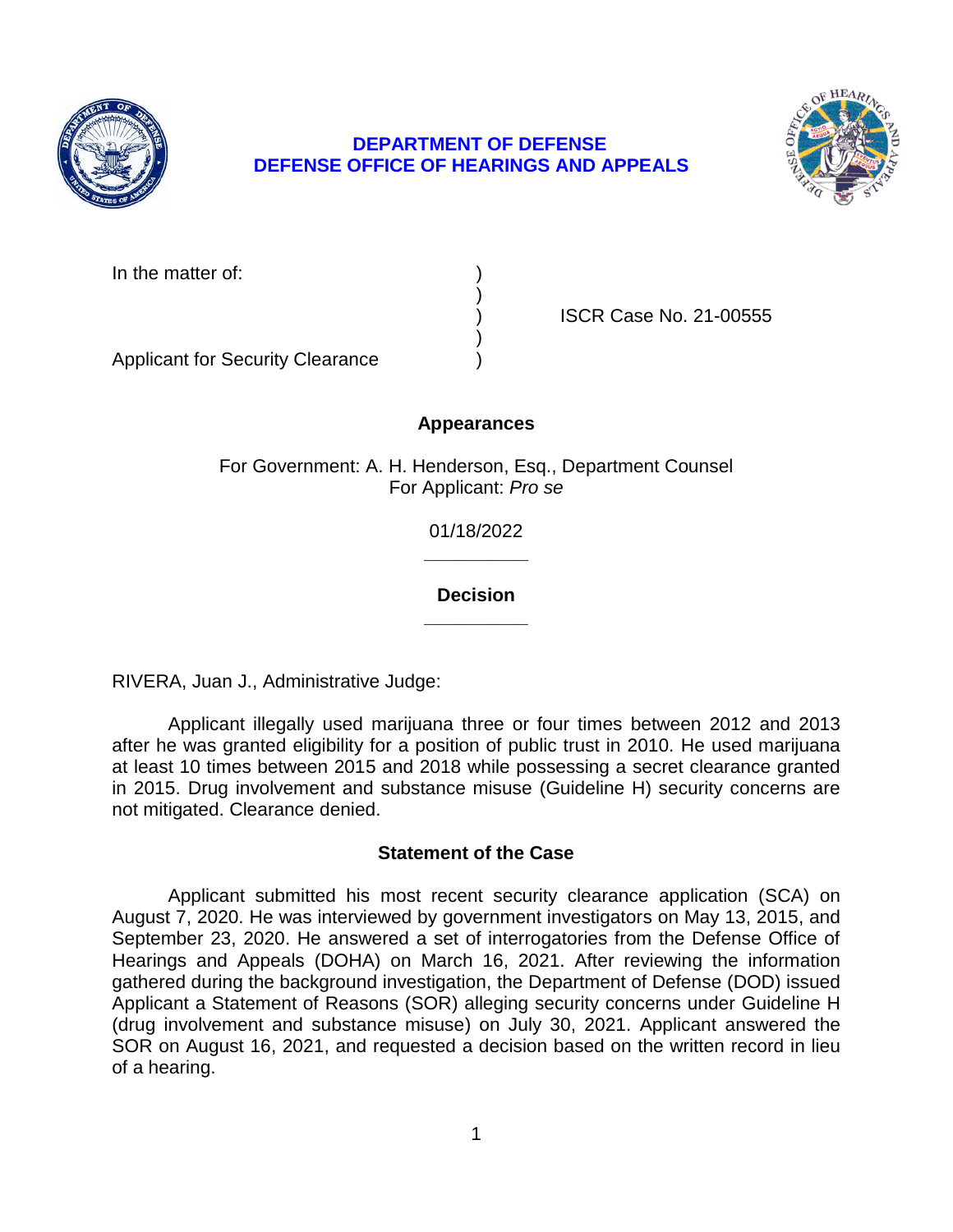**DEPARTMENT OF DEFENSE**
**DEFENSE OFFICE OF HEARINGS AND APPEALS**

In the matter of: )
)
) ISCR Case No. 21-00555
)
Applicant for Security Clearance )

**Appearances**

For Government: A. H. Henderson, Esq., Department Counsel
For Applicant: *Pro se*

01/18/2022

______________

**Decision**

______________

RIVERA, Juan J., Administrative Judge:

Applicant illegally used marijuana three or four times between 2012 and 2013 after he was granted eligibility for a position of public trust in 2010. He used marijuana at least 10 times between 2015 and 2018 while possessing a secret clearance granted in 2015. Drug involvement and substance misuse (Guideline H) security concerns are not mitigated. Clearance denied.

**Statement of the Case**

Applicant submitted his most recent security clearance application (SCA) on August 7, 2020. He was interviewed by government investigators on May 13, 2015, and September 23, 2020. He answered a set of interrogatories from the Defense Office of Hearings and Appeals (DOHA) on March 16, 2021. After reviewing the information gathered during the background investigation, the Department of Defense (DOD) issued Applicant a Statement of Reasons (SOR) alleging security concerns under Guideline H (drug involvement and substance misuse) on July 30, 2021. Applicant answered the SOR on August 16, 2021, and requested a decision based on the written record in lieu of a hearing.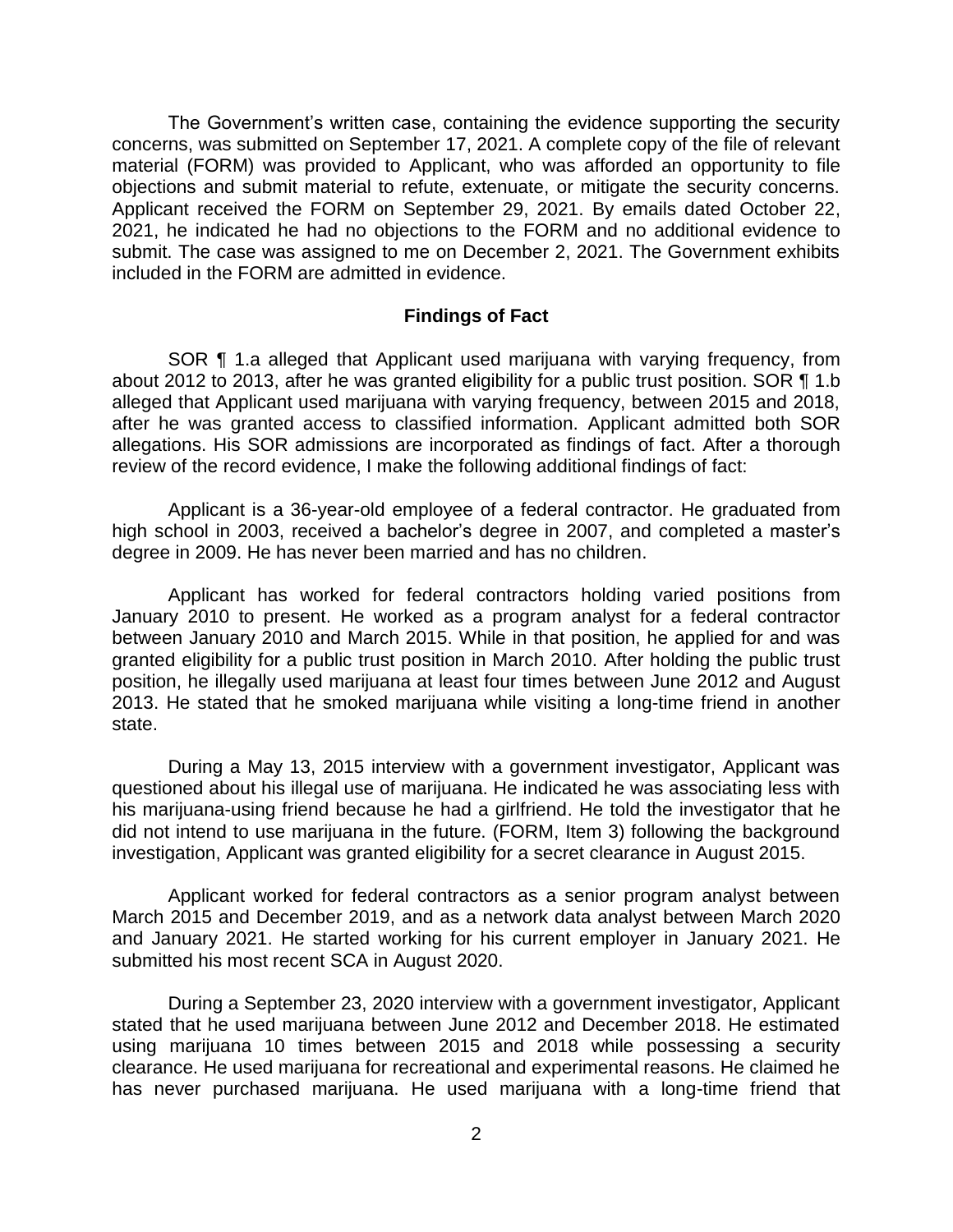The Government's written case, containing the evidence supporting the security concerns, was submitted on September 17, 2021. A complete copy of the file of relevant material (FORM) was provided to Applicant, who was afforded an opportunity to file objections and submit material to refute, extenuate, or mitigate the security concerns. Applicant received the FORM on September 29, 2021. By emails dated October 22, 2021, he indicated he had no objections to the FORM and no additional evidence to submit. The case was assigned to me on December 2, 2021. The Government exhibits included in the FORM are admitted in evidence.

## Findings of Fact

SOR ¶ 1.a alleged that Applicant used marijuana with varying frequency, from about 2012 to 2013, after he was granted eligibility for a public trust position. SOR ¶ 1.b alleged that Applicant used marijuana with varying frequency, between 2015 and 2018, after he was granted access to classified information. Applicant admitted both SOR allegations. His SOR admissions are incorporated as findings of fact. After a thorough review of the record evidence, I make the following additional findings of fact:

Applicant is a 36-year-old employee of a federal contractor. He graduated from high school in 2003, received a bachelor's degree in 2007, and completed a master's degree in 2009. He has never been married and has no children.

Applicant has worked for federal contractors holding varied positions from January 2010 to present. He worked as a program analyst for a federal contractor between January 2010 and March 2015. While in that position, he applied for and was granted eligibility for a public trust position in March 2010. After holding the public trust position, he illegally used marijuana at least four times between June 2012 and August 2013. He stated that he smoked marijuana while visiting a long-time friend in another state.

During a May 13, 2015 interview with a government investigator, Applicant was questioned about his illegal use of marijuana. He indicated he was associating less with his marijuana-using friend because he had a girlfriend. He told the investigator that he did not intend to use marijuana in the future. (FORM, Item 3) following the background investigation, Applicant was granted eligibility for a secret clearance in August 2015.

Applicant worked for federal contractors as a senior program analyst between March 2015 and December 2019, and as a network data analyst between March 2020 and January 2021. He started working for his current employer in January 2021. He submitted his most recent SCA in August 2020.

During a September 23, 2020 interview with a government investigator, Applicant stated that he used marijuana between June 2012 and December 2018. He estimated using marijuana 10 times between 2015 and 2018 while possessing a security clearance. He used marijuana for recreational and experimental reasons. He claimed he has never purchased marijuana. He used marijuana with a long-time friend that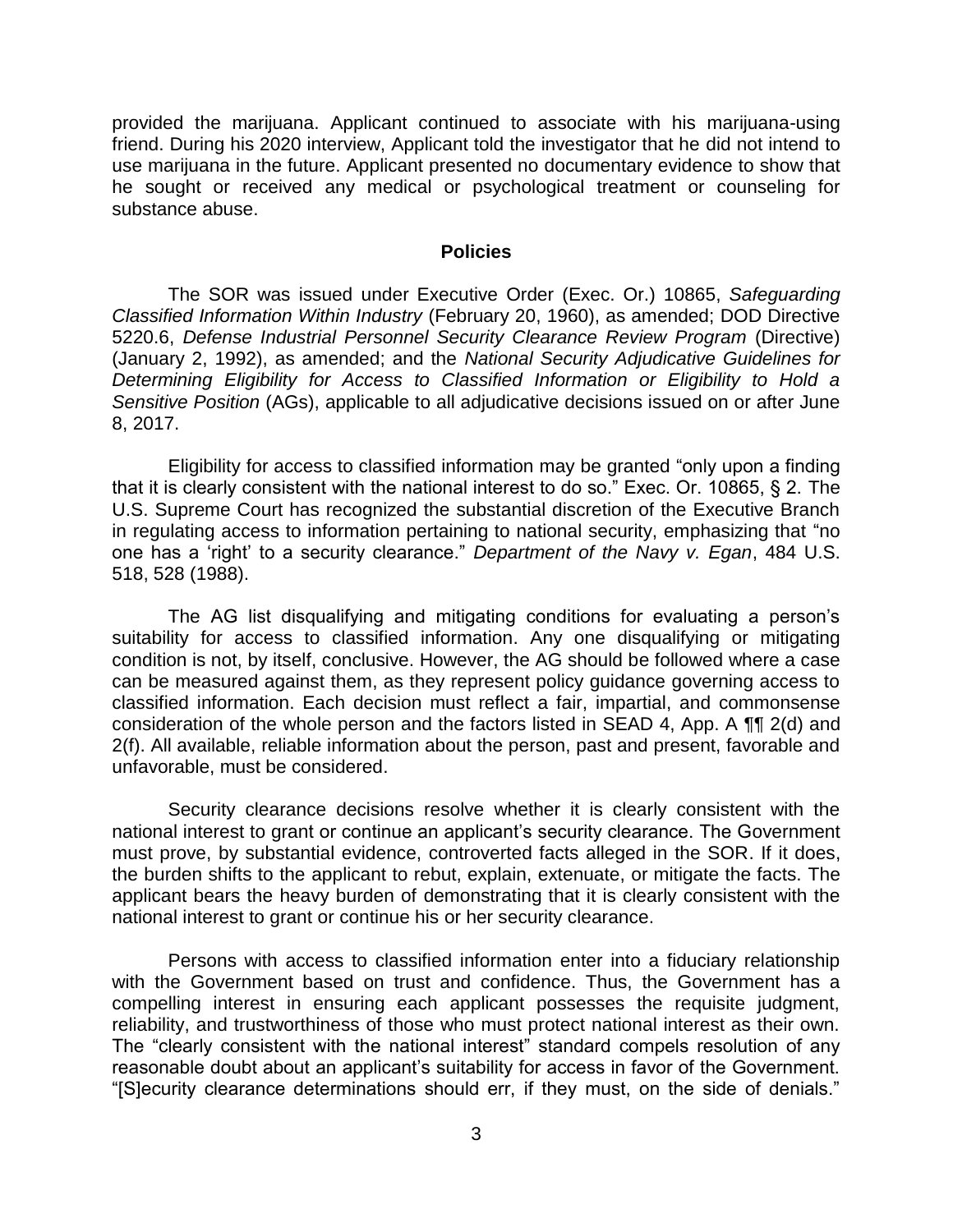provided the marijuana. Applicant continued to associate with his marijuana-using friend. During his 2020 interview, Applicant told the investigator that he did not intend to use marijuana in the future. Applicant presented no documentary evidence to show that he sought or received any medical or psychological treatment or counseling for substance abuse.

## Policies

The SOR was issued under Executive Order (Exec. Or.) 10865, *Safeguarding Classified Information Within Industry* (February 20, 1960), as amended; DOD Directive 5220.6, *Defense Industrial Personnel Security Clearance Review Program* (Directive) (January 2, 1992), as amended; and the *National Security Adjudicative Guidelines for Determining Eligibility for Access to Classified Information or Eligibility to Hold a Sensitive Position* (AGs), applicable to all adjudicative decisions issued on or after June 8, 2017.

Eligibility for access to classified information may be granted "only upon a finding that it is clearly consistent with the national interest to do so." Exec. Or. 10865, § 2. The U.S. Supreme Court has recognized the substantial discretion of the Executive Branch in regulating access to information pertaining to national security, emphasizing that "no one has a 'right' to a security clearance." *Department of the Navy v. Egan*, 484 U.S. 518, 528 (1988).

The AG list disqualifying and mitigating conditions for evaluating a person's suitability for access to classified information. Any one disqualifying or mitigating condition is not, by itself, conclusive. However, the AG should be followed where a case can be measured against them, as they represent policy guidance governing access to classified information. Each decision must reflect a fair, impartial, and commonsense consideration of the whole person and the factors listed in SEAD 4, App. A ¶¶ 2(d) and 2(f). All available, reliable information about the person, past and present, favorable and unfavorable, must be considered.

Security clearance decisions resolve whether it is clearly consistent with the national interest to grant or continue an applicant's security clearance. The Government must prove, by substantial evidence, controverted facts alleged in the SOR. If it does, the burden shifts to the applicant to rebut, explain, extenuate, or mitigate the facts. The applicant bears the heavy burden of demonstrating that it is clearly consistent with the national interest to grant or continue his or her security clearance.

Persons with access to classified information enter into a fiduciary relationship with the Government based on trust and confidence. Thus, the Government has a compelling interest in ensuring each applicant possesses the requisite judgment, reliability, and trustworthiness of those who must protect national interest as their own. The "clearly consistent with the national interest" standard compels resolution of any reasonable doubt about an applicant's suitability for access in favor of the Government. "[S]ecurity clearance determinations should err, if they must, on the side of denials."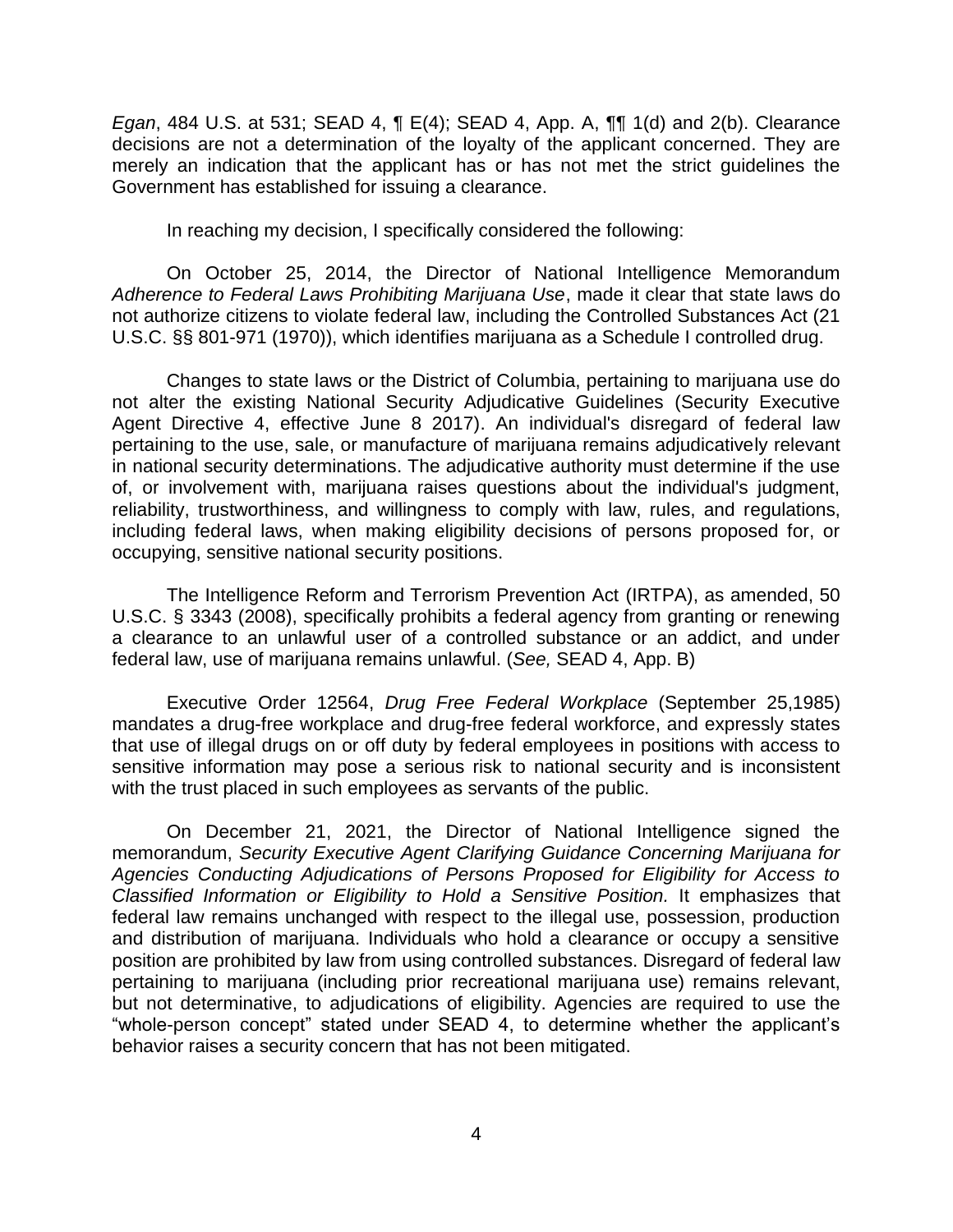*Egan*, 484 U.S. at 531; SEAD 4, ¶ E(4); SEAD 4, App. A, ¶¶ 1(d) and 2(b). Clearance decisions are not a determination of the loyalty of the applicant concerned. They are merely an indication that the applicant has or has not met the strict guidelines the Government has established for issuing a clearance.

In reaching my decision, I specifically considered the following:

On October 25, 2014, the Director of National Intelligence Memorandum *Adherence to Federal Laws Prohibiting Marijuana Use*, made it clear that state laws do not authorize citizens to violate federal law, including the Controlled Substances Act (21 U.S.C. §§ 801-971 (1970)), which identifies marijuana as a Schedule I controlled drug.

Changes to state laws or the District of Columbia, pertaining to marijuana use do not alter the existing National Security Adjudicative Guidelines (Security Executive Agent Directive 4, effective June 8 2017). An individual's disregard of federal law pertaining to the use, sale, or manufacture of marijuana remains adjudicatively relevant in national security determinations. The adjudicative authority must determine if the use of, or involvement with, marijuana raises questions about the individual's judgment, reliability, trustworthiness, and willingness to comply with law, rules, and regulations, including federal laws, when making eligibility decisions of persons proposed for, or occupying, sensitive national security positions.

The Intelligence Reform and Terrorism Prevention Act (IRTPA), as amended, 50 U.S.C. § 3343 (2008), specifically prohibits a federal agency from granting or renewing a clearance to an unlawful user of a controlled substance or an addict, and under federal law, use of marijuana remains unlawful. (*See,* SEAD 4, App. B)

Executive Order 12564, *Drug Free Federal Workplace* (September 25,1985) mandates a drug-free workplace and drug-free federal workforce, and expressly states that use of illegal drugs on or off duty by federal employees in positions with access to sensitive information may pose a serious risk to national security and is inconsistent with the trust placed in such employees as servants of the public.

On December 21, 2021, the Director of National Intelligence signed the memorandum, *Security Executive Agent Clarifying Guidance Concerning Marijuana for Agencies Conducting Adjudications of Persons Proposed for Eligibility for Access to Classified Information or Eligibility to Hold a Sensitive Position.* It emphasizes that federal law remains unchanged with respect to the illegal use, possession, production and distribution of marijuana. Individuals who hold a clearance or occupy a sensitive position are prohibited by law from using controlled substances. Disregard of federal law pertaining to marijuana (including prior recreational marijuana use) remains relevant, but not determinative, to adjudications of eligibility. Agencies are required to use the "whole-person concept" stated under SEAD 4, to determine whether the applicant's behavior raises a security concern that has not been mitigated.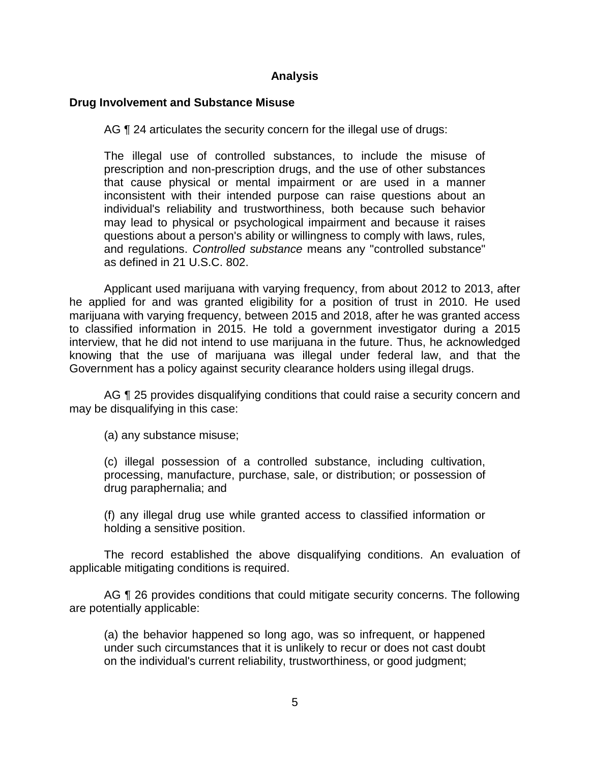## Analysis

### Drug Involvement and Substance Misuse

AG ¶ 24 articulates the security concern for the illegal use of drugs:

> The illegal use of controlled substances, to include the misuse of prescription and non-prescription drugs, and the use of other substances that cause physical or mental impairment or are used in a manner inconsistent with their intended purpose can raise questions about an individual's reliability and trustworthiness, both because such behavior may lead to physical or psychological impairment and because it raises questions about a person's ability or willingness to comply with laws, rules, and regulations. *Controlled substance* means any "controlled substance" as defined in 21 U.S.C. 802.

Applicant used marijuana with varying frequency, from about 2012 to 2013, after he applied for and was granted eligibility for a position of trust in 2010. He used marijuana with varying frequency, between 2015 and 2018, after he was granted access to classified information in 2015. He told a government investigator during a 2015 interview, that he did not intend to use marijuana in the future. Thus, he acknowledged knowing that the use of marijuana was illegal under federal law, and that the Government has a policy against security clearance holders using illegal drugs.

AG ¶ 25 provides disqualifying conditions that could raise a security concern and may be disqualifying in this case:

> (a) any substance misuse;
>
> (c) illegal possession of a controlled substance, including cultivation, processing, manufacture, purchase, sale, or distribution; or possession of drug paraphernalia; and
>
> (f) any illegal drug use while granted access to classified information or holding a sensitive position.

The record established the above disqualifying conditions. An evaluation of applicable mitigating conditions is required.

AG ¶ 26 provides conditions that could mitigate security concerns. The following are potentially applicable:

> (a) the behavior happened so long ago, was so infrequent, or happened under such circumstances that it is unlikely to recur or does not cast doubt on the individual's current reliability, trustworthiness, or good judgment;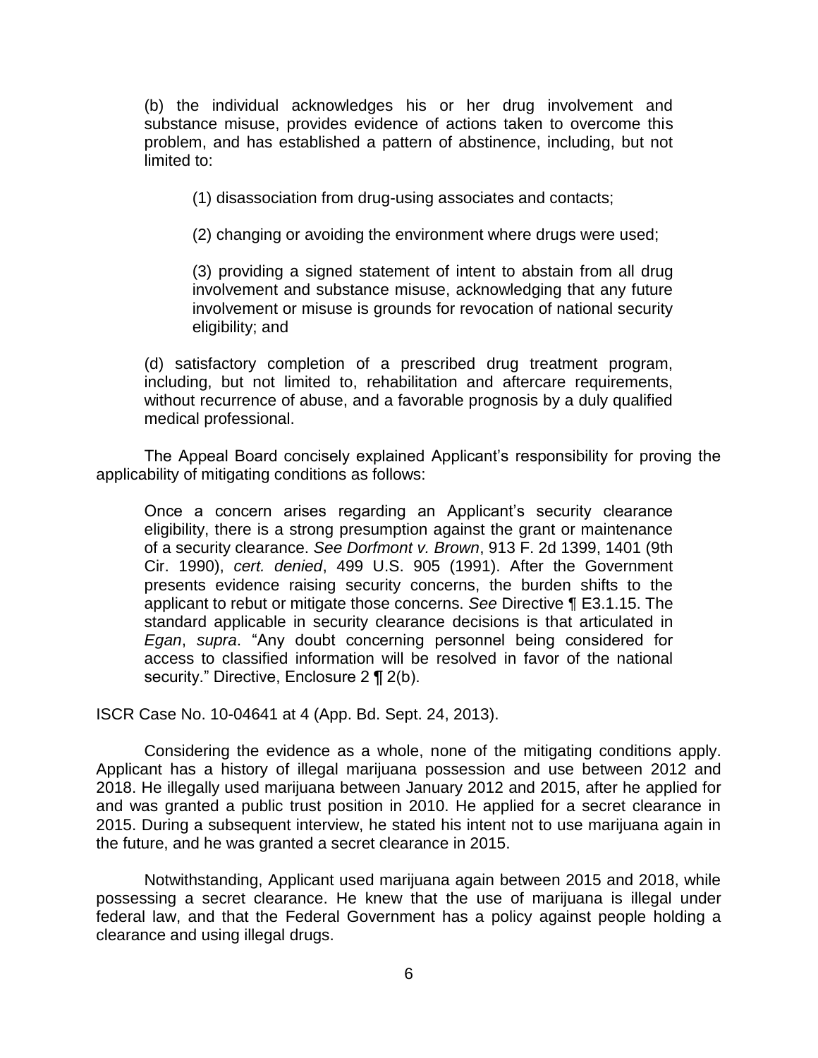(b) the individual acknowledges his or her drug involvement and substance misuse, provides evidence of actions taken to overcome this problem, and has established a pattern of abstinence, including, but not limited to:

(1) disassociation from drug-using associates and contacts;

(2) changing or avoiding the environment where drugs were used;

(3) providing a signed statement of intent to abstain from all drug involvement and substance misuse, acknowledging that any future involvement or misuse is grounds for revocation of national security eligibility; and

(d) satisfactory completion of a prescribed drug treatment program, including, but not limited to, rehabilitation and aftercare requirements, without recurrence of abuse, and a favorable prognosis by a duly qualified medical professional.

The Appeal Board concisely explained Applicant's responsibility for proving the applicability of mitigating conditions as follows:

> Once a concern arises regarding an Applicant's security clearance eligibility, there is a strong presumption against the grant or maintenance of a security clearance. *See Dorfmont v. Brown*, 913 F. 2d 1399, 1401 (9th Cir. 1990), *cert. denied*, 499 U.S. 905 (1991). After the Government presents evidence raising security concerns, the burden shifts to the applicant to rebut or mitigate those concerns. *See* Directive ¶ E3.1.15. The standard applicable in security clearance decisions is that articulated in *Egan*, *supra*. "Any doubt concerning personnel being considered for access to classified information will be resolved in favor of the national security." Directive, Enclosure 2 ¶ 2(b).

ISCR Case No. 10-04641 at 4 (App. Bd. Sept. 24, 2013).

Considering the evidence as a whole, none of the mitigating conditions apply. Applicant has a history of illegal marijuana possession and use between 2012 and 2018. He illegally used marijuana between January 2012 and 2015, after he applied for and was granted a public trust position in 2010. He applied for a secret clearance in 2015. During a subsequent interview, he stated his intent not to use marijuana again in the future, and he was granted a secret clearance in 2015.

Notwithstanding, Applicant used marijuana again between 2015 and 2018, while possessing a secret clearance. He knew that the use of marijuana is illegal under federal law, and that the Federal Government has a policy against people holding a clearance and using illegal drugs.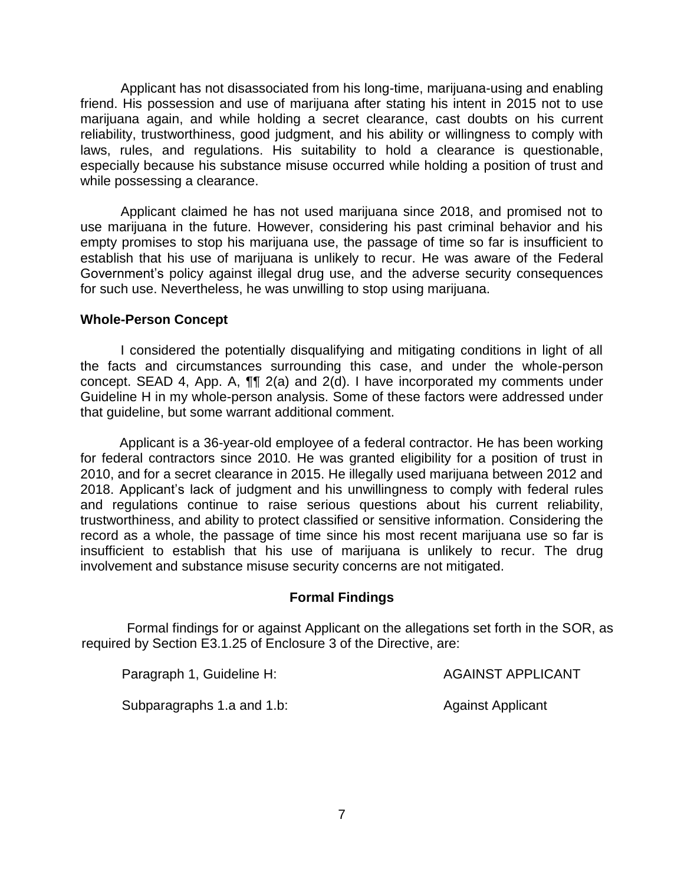Applicant has not disassociated from his long-time, marijuana-using and enabling friend. His possession and use of marijuana after stating his intent in 2015 not to use marijuana again, and while holding a secret clearance, cast doubts on his current reliability, trustworthiness, good judgment, and his ability or willingness to comply with laws, rules, and regulations. His suitability to hold a clearance is questionable, especially because his substance misuse occurred while holding a position of trust and while possessing a clearance.

Applicant claimed he has not used marijuana since 2018, and promised not to use marijuana in the future. However, considering his past criminal behavior and his empty promises to stop his marijuana use, the passage of time so far is insufficient to establish that his use of marijuana is unlikely to recur. He was aware of the Federal Government's policy against illegal drug use, and the adverse security consequences for such use. Nevertheless, he was unwilling to stop using marijuana.

**Whole-Person Concept**

I considered the potentially disqualifying and mitigating conditions in light of all the facts and circumstances surrounding this case, and under the whole-person concept. SEAD 4, App. A, ¶¶ 2(a) and 2(d). I have incorporated my comments under Guideline H in my whole-person analysis. Some of these factors were addressed under that guideline, but some warrant additional comment.

Applicant is a 36-year-old employee of a federal contractor. He has been working for federal contractors since 2010. He was granted eligibility for a position of trust in 2010, and for a secret clearance in 2015. He illegally used marijuana between 2012 and 2018. Applicant's lack of judgment and his unwillingness to comply with federal rules and regulations continue to raise serious questions about his current reliability, trustworthiness, and ability to protect classified or sensitive information. Considering the record as a whole, the passage of time since his most recent marijuana use so far is insufficient to establish that his use of marijuana is unlikely to recur. The drug involvement and substance misuse security concerns are not mitigated.

**Formal Findings**

Formal findings for or against Applicant on the allegations set forth in the SOR, as required by Section E3.1.25 of Enclosure 3 of the Directive, are:

| | |
|---|---|
| Paragraph 1, Guideline H: | AGAINST APPLICANT |
| Subparagraphs 1.a and 1.b: | Against Applicant |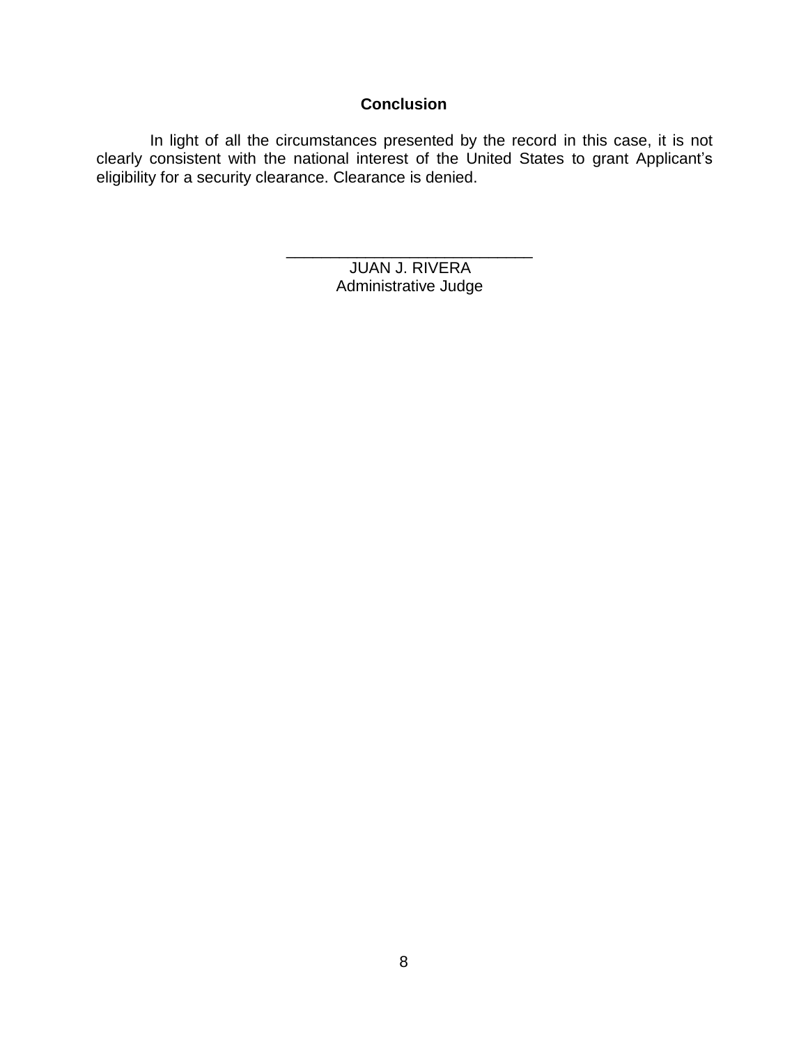## Conclusion

In light of all the circumstances presented by the record in this case, it is not clearly consistent with the national interest of the United States to grant Applicant's eligibility for a security clearance. Clearance is denied.

\_\_\_\_\_\_\_\_\_\_\_\_\_\_\_\_\_\_\_\_\_\_\_\_\_\_\_\_

JUAN J. RIVERA
Administrative Judge